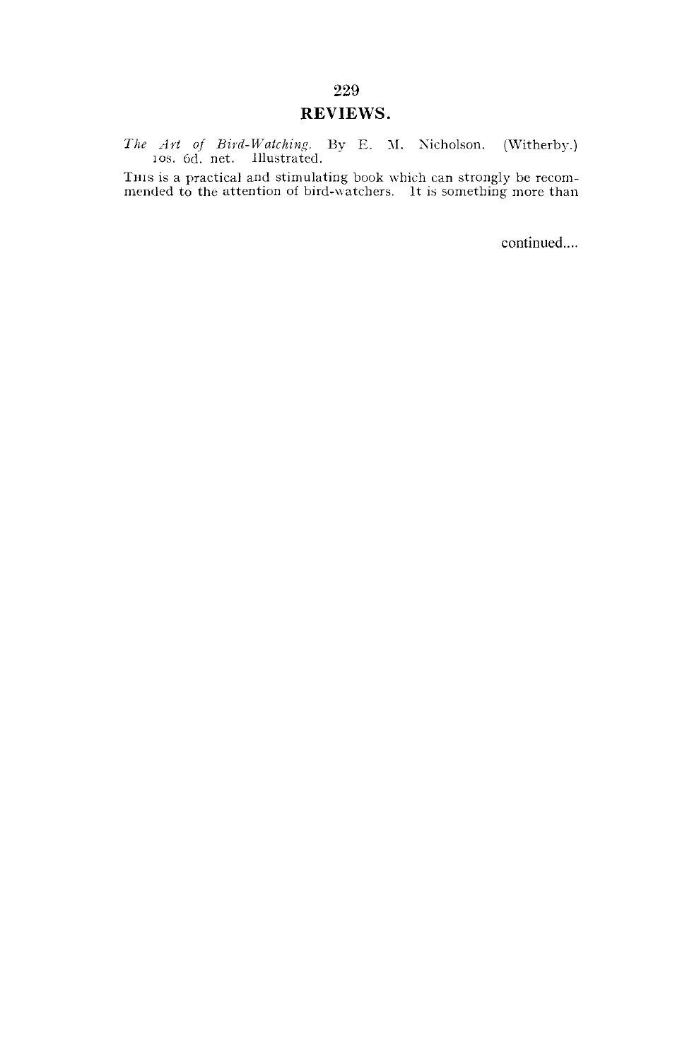# REVIEWS.

*The Art of Bird-Watching.* By E. M. Nicholson. (Witherby.) 10s. 6d. net. Illustrated.

This is a practical and stimulating book which can strongly be recommended to the attention of bird-watchers. It is something more than

continued....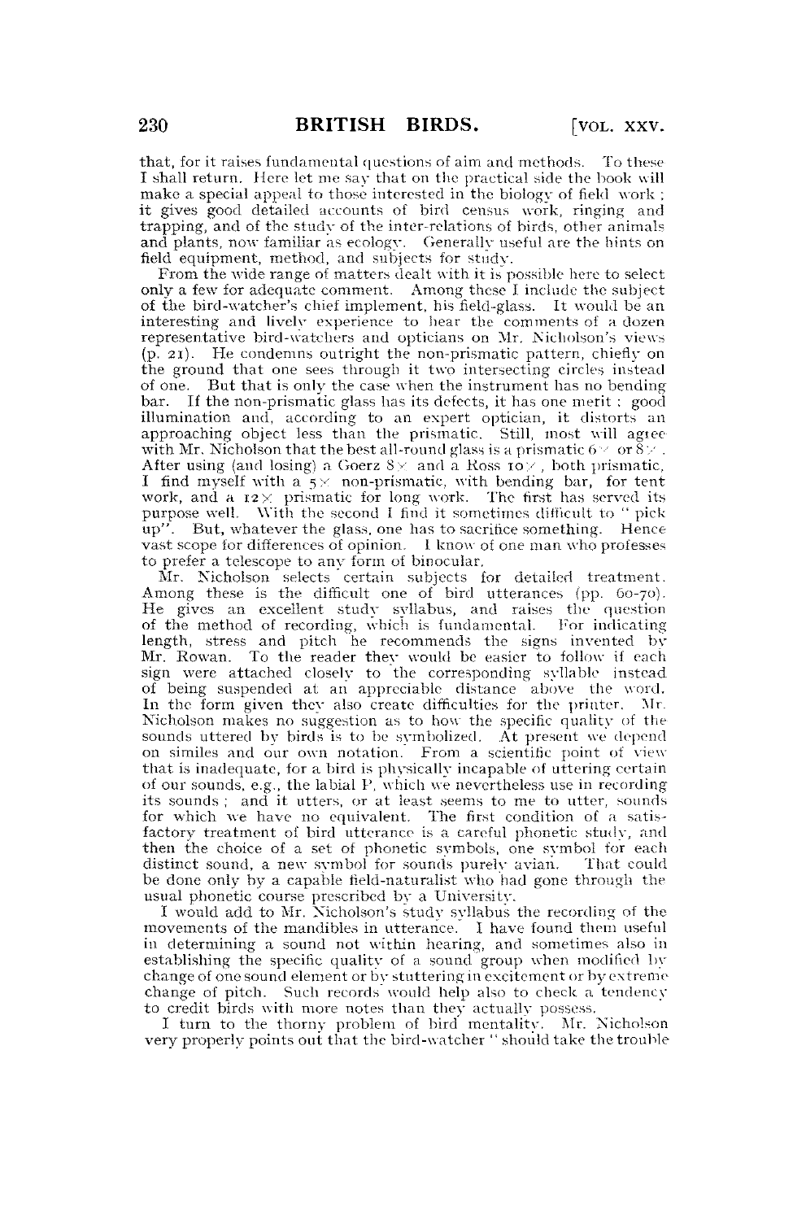that, for it raises fundamental questions of aim and methods. To these I shall return. Here let me say that on the practical side the book will make a special appeal to those interested in the biology of field work; it gives good detailed accounts of bird census work, ringing and trapping, and of the study of the inter-relations of birds, other animals and plants, now familiar as ecology. Generally useful are the hints on field equipment, method, and subjects for study.

From the wide range of matters dealt with it is possible here to select only a few for adequate comment. Among these I include the subject of the bird-watcher's chief implement, his field-glass. It would be an interesting and lively experience to hear the comments of a dozen representative bird-watchers and opticians on Mr. Nicholson's views (p. 21). He condemns outright the non-prismatic pattern, chiefly on the ground that one sees through it two intersecting circles instead of one. But that is only the case when the instrument has no bending bar. If the non-prismatic glass has its defects, it has one merit: good illumination and, according to an expert optician, it distorts an approaching object less than the prismatic. Still, most will agree with Mr. Nicholson that the best all-round glass is a prismatic 6× or 8×. After using (and losing) a Goerz 8× and a Ross 10×, both prismatic, I find myself with a 5× non-prismatic, with bending bar, for tent work, and a 12× prismatic for long work. The first has served its purpose well. With the second I find it sometimes difficult to "pick up". But, whatever the glass, one has to sacrifice something. Hence vast scope for differences of opinion. I know of one man who professes to prefer a telescope to any form of binocular.

Mr. Nicholson selects certain subjects for detailed treatment. Among these is the difficult one of bird utterances (pp. 60-70). He gives an excellent study syllabus, and raises the question of the method of recording, which is fundamental. For indicating length, stress and pitch he recommends the signs invented by Mr. Rowan. To the reader they would be easier to follow if each sign were attached closely to the corresponding syllable instead of being suspended at an appreciable distance above the word. In the form given they also create difficulties for the printer. Mr. Nicholson makes no suggestion as to how the specific quality of the sounds uttered by birds is to be symbolized. At present we depend on similes and our own notation. From a scientific point of view that is inadequate, for a bird is physically incapable of uttering certain of our sounds, e.g., the labial P, which we nevertheless use in recording its sounds; and it utters, or at least seems to me to utter, sounds for which we have no equivalent. The first condition of a satisfactory treatment of bird utterance is a careful phonetic study, and then the choice of a set of phonetic symbols, one symbol for each distinct sound, a new symbol for sounds purely avian. That could be done only by a capable field-naturalist who had gone through the usual phonetic course prescribed by a University.

I would add to Mr. Nicholson's study syllabus the recording of the movements of the mandibles in utterance. I have found them useful in determining a sound not within hearing, and sometimes also in establishing the specific quality of a sound group when modified by change of one sound element or by stuttering in excitement or by extreme change of pitch. Such records would help also to check a tendency to credit birds with more notes than they actually possess.

I turn to the thorny problem of bird mentality. Mr. Nicholson very properly points out that the bird-watcher "should take the trouble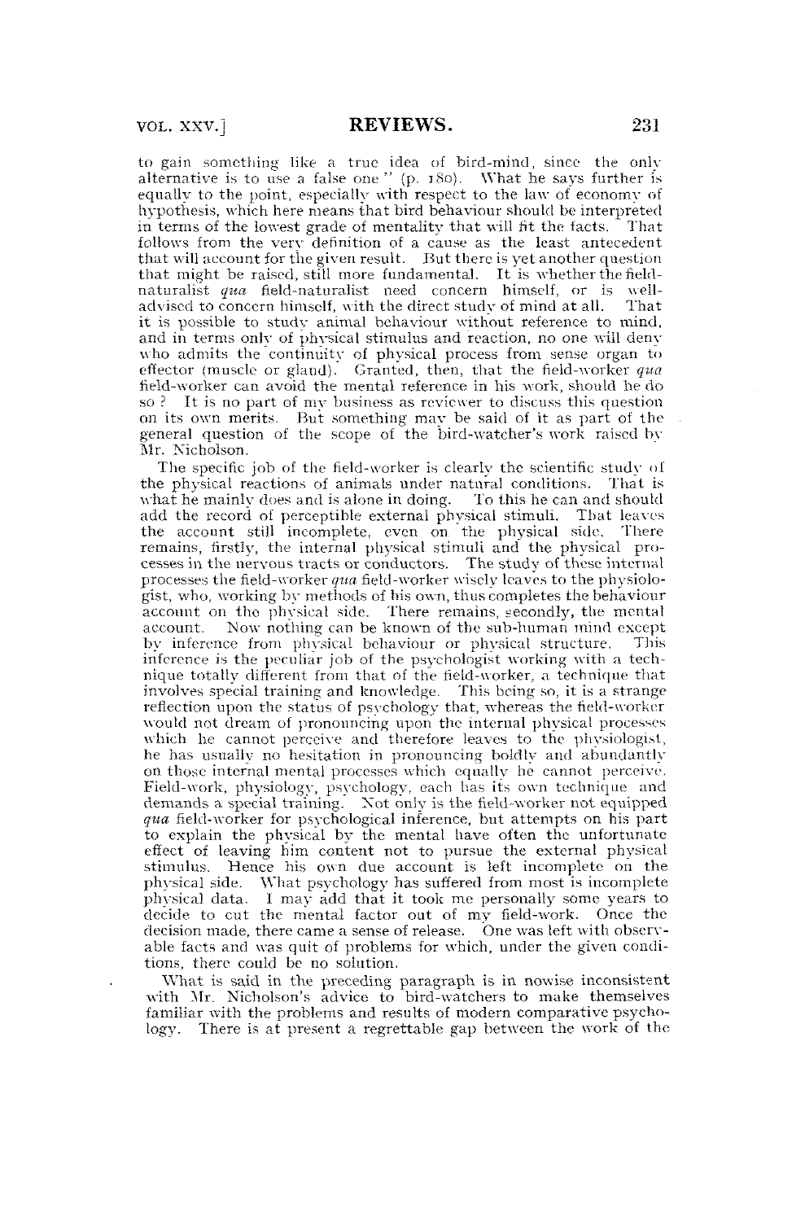to gain something like a true idea of bird-mind, since the only alternative is to use a false one" (p. 180). What he says further is equally to the point, especially with respect to the law of economy of hypothesis, which here means that bird behaviour should be interpreted in terms of the lowest grade of mentality that will fit the facts. That follows from the very definition of a cause as the least antecedent that will account for the given result. But there is yet another question that might be raised, still more fundamental. It is whether the field-naturalist *qua* field-naturalist need concern himself, or is well-advised to concern himself, with the direct study of mind at all. That it is possible to study animal behaviour without reference to mind, and in terms only of physical stimulus and reaction, no one will deny who admits the continuity of physical process from sense organ to effector (muscle or gland). Granted, then, that the field-worker *qua* field-worker can avoid the mental reference in his work, should he do so? It is no part of my business as reviewer to discuss this question on its own merits. But something may be said of it as part of the general question of the scope of the bird-watcher's work raised by Mr. Nicholson.

The specific job of the field-worker is clearly the scientific study of the physical reactions of animals under natural conditions. That is what he mainly does and is alone in doing. To this he can and should add the record of perceptible external physical stimuli. That leaves the account still incomplete, even on the physical side. There remains, firstly, the internal physical stimuli and the physical processes in the nervous tracts or conductors. The study of these internal processes the field-worker *qua* field-worker wisely leaves to the physiologist, who, working by methods of his own, thus completes the behaviour account on the physical side. There remains, secondly, the mental account. Now nothing can be known of the sub-human mind except by inference from physical behaviour or physical structure. This inference is the peculiar job of the psychologist working with a technique totally different from that of the field-worker, a technique that involves special training and knowledge. This being so, it is a strange reflection upon the status of psychology that, whereas the field-worker would not dream of pronouncing upon the internal physical processes which he cannot perceive and therefore leaves to the physiologist, he has usually no hesitation in pronouncing boldly and abundantly on those internal mental processes which equally he cannot perceive. Field-work, physiology, psychology, each has its own technique and demands a special training. Not only is the field-worker not equipped *qua* field-worker for psychological inference, but attempts on his part to explain the physical by the mental have often the unfortunate effect of leaving him content not to pursue the external physical stimulus. Hence his own due account is left incomplete on the physical side. What psychology has suffered from most is incomplete physical data. I may add that it took me personally some years to decide to cut the mental factor out of my field-work. Once the decision made, there came a sense of release. One was left with observable facts and was quit of problems for which, under the given conditions, there could be no solution.

What is said in the preceding paragraph is in nowise inconsistent with Mr. Nicholson's advice to bird-watchers to make themselves familiar with the problems and results of modern comparative psychology. There is at present a regrettable gap between the work of the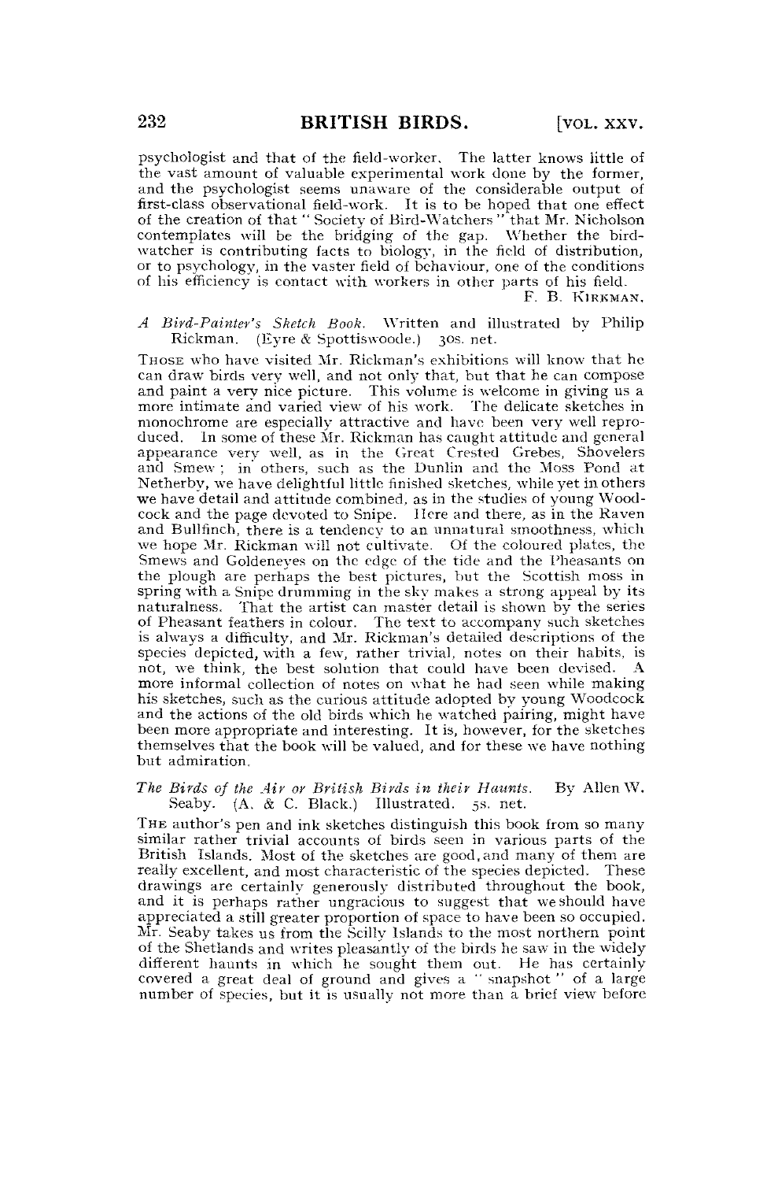psychologist and that of the field-worker. The latter knows little of the vast amount of valuable experimental work done by the former, and the psychologist seems unaware of the considerable output of first-class observational field-work. It is to be hoped that one effect of the creation of that "Society of Bird-Watchers" that Mr. Nicholson contemplates will be the bridging of the gap. Whether the bird-watcher is contributing facts to biology, in the field of distribution, or to psychology, in the vaster field of behaviour, one of the conditions of his efficiency is contact with workers in other parts of his field.

F. B. KIRKMAN.

*A Bird-Painter's Sketch Book.* Written and illustrated by Philip Rickman. (Eyre & Spottiswoode.) 30s. net.

THOSE who have visited Mr. Rickman's exhibitions will know that he can draw birds very well, and not only that, but that he can compose and paint a very nice picture. This volume is welcome in giving us a more intimate and varied view of his work. The delicate sketches in monochrome are especially attractive and have been very well reproduced. In some of these Mr. Rickman has caught attitude and general appearance very well, as in the Great Crested Grebes, Shovelers and Smew; in others, such as the Dunlin and the Moss Pond at Netherby, we have delightful little finished sketches, while yet in others we have detail and attitude combined, as in the studies of young Woodcock and the page devoted to Snipe. Here and there, as in the Raven and Bullfinch, there is a tendency to an unnatural smoothness, which we hope Mr. Rickman will not cultivate. Of the coloured plates, the Smews and Goldeneyes on the edge of the tide and the Pheasants on the plough are perhaps the best pictures, but the Scottish moss in spring with a Snipe drumming in the sky makes a strong appeal by its naturalness. That the artist can master detail is shown by the series of Pheasant feathers in colour. The text to accompany such sketches is always a difficulty, and Mr. Rickman's detailed descriptions of the species depicted, with a few, rather trivial, notes on their habits, is not, we think, the best solution that could have been devised. A more informal collection of notes on what he had seen while making his sketches, such as the curious attitude adopted by young Woodcock and the actions of the old birds which he watched pairing, might have been more appropriate and interesting. It is, however, for the sketches themselves that the book will be valued, and for these we have nothing but admiration.

*The Birds of the Air or British Birds in their Haunts.* By Allen W. Seaby. (A. & C. Black.) Illustrated. 5s. net.

THE author's pen and ink sketches distinguish this book from so many similar rather trivial accounts of birds seen in various parts of the British Islands. Most of the sketches are good, and many of them are really excellent, and most characteristic of the species depicted. These drawings are certainly generously distributed throughout the book, and it is perhaps rather ungracious to suggest that we should have appreciated a still greater proportion of space to have been so occupied. Mr. Seaby takes us from the Scilly Islands to the most northern point of the Shetlands and writes pleasantly of the birds he saw in the widely different haunts in which he sought them out. He has certainly covered a great deal of ground and gives a "snapshot" of a large number of species, but it is usually not more than a brief view before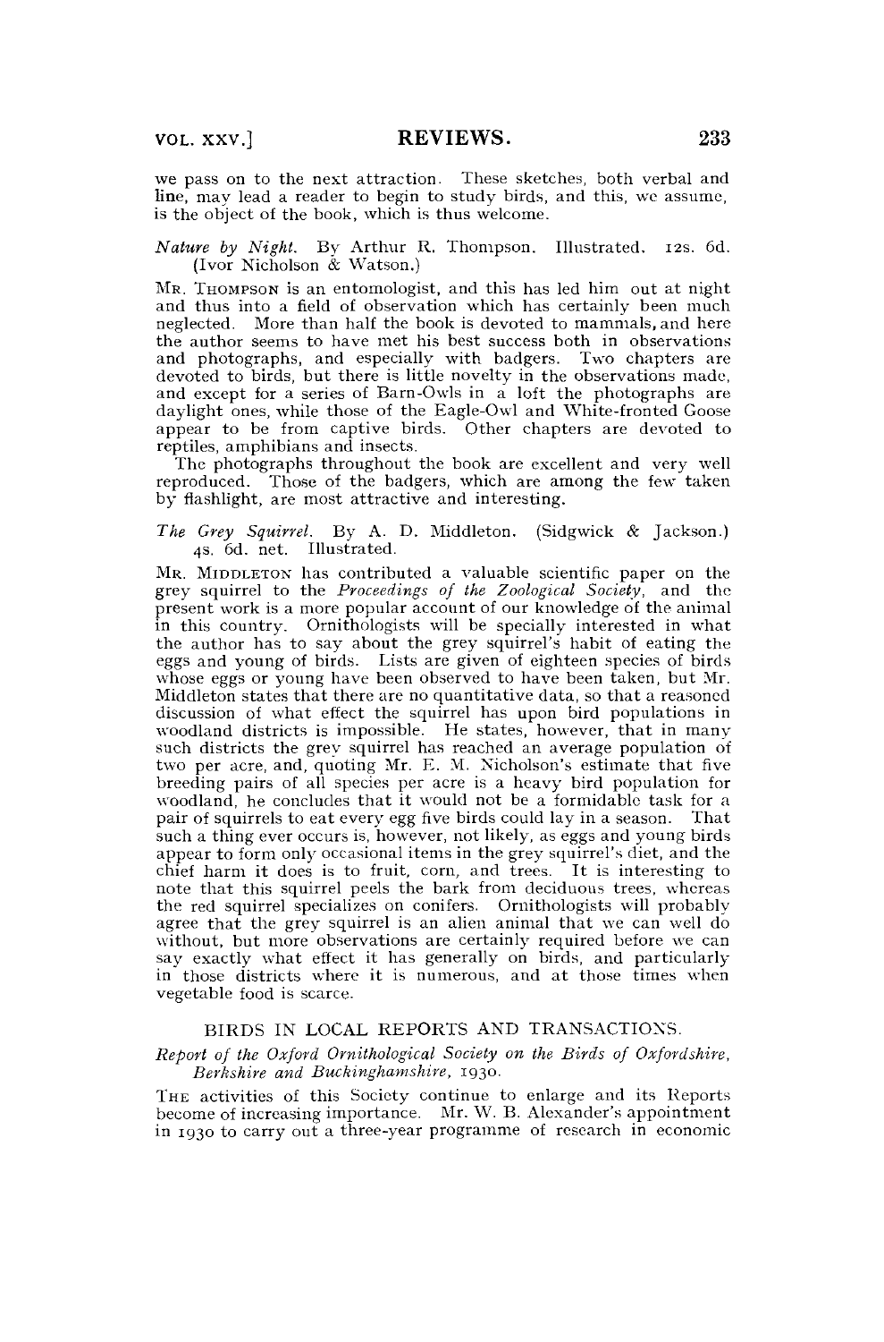we pass on to the next attraction. These sketches, both verbal and line, may lead a reader to begin to study birds, and this, we assume, is the object of the book, which is thus welcome.

*Nature by Night.* By Arthur R. Thompson. Illustrated. 12s. 6d. (Ivor Nicholson & Watson.)

MR. THOMPSON is an entomologist, and this has led him out at night and thus into a field of observation which has certainly been much neglected. More than half the book is devoted to mammals, and here the author seems to have met his best success both in observations and photographs, and especially with badgers. Two chapters are devoted to birds, but there is little novelty in the observations made, and except for a series of Barn-Owls in a loft the photographs are daylight ones, while those of the Eagle-Owl and White-fronted Goose appear to be from captive birds. Other chapters are devoted to reptiles, amphibians and insects.

The photographs throughout the book are excellent and very well reproduced. Those of the badgers, which are among the few taken by flashlight, are most attractive and interesting.

*The Grey Squirrel.* By A. D. Middleton. (Sidgwick & Jackson.) 4s. 6d. net. Illustrated.

MR. MIDDLETON has contributed a valuable scientific paper on the grey squirrel to the *Proceedings of the Zoological Society*, and the present work is a more popular account of our knowledge of the animal in this country. Ornithologists will be specially interested in what the author has to say about the grey squirrel's habit of eating the eggs and young of birds. Lists are given of eighteen species of birds whose eggs or young have been observed to have been taken, but Mr. Middleton states that there are no quantitative data, so that a reasoned discussion of what effect the squirrel has upon bird populations in woodland districts is impossible. He states, however, that in many such districts the grey squirrel has reached an average population of two per acre, and, quoting Mr. E. M. Nicholson's estimate that five breeding pairs of all species per acre is a heavy bird population for woodland, he concludes that it would not be a formidable task for a pair of squirrels to eat every egg five birds could lay in a season. That such a thing ever occurs is, however, not likely, as eggs and young birds appear to form only occasional items in the grey squirrel's diet, and the chief harm it does is to fruit, corn, and trees. It is interesting to note that this squirrel peels the bark from deciduous trees, whereas the red squirrel specializes on conifers. Ornithologists will probably agree that the grey squirrel is an alien animal that we can well do without, but more observations are certainly required before we can say exactly what effect it has generally on birds, and particularly in those districts where it is numerous, and at those times when vegetable food is scarce.

## BIRDS IN LOCAL REPORTS AND TRANSACTIONS.

*Report of the Oxford Ornithological Society on the Birds of Oxfordshire, Berkshire and Buckinghamshire, 1930.*

THE activities of this Society continue to enlarge and its Reports become of increasing importance. Mr. W. B. Alexander's appointment in 1930 to carry out a three-year programme of research in economic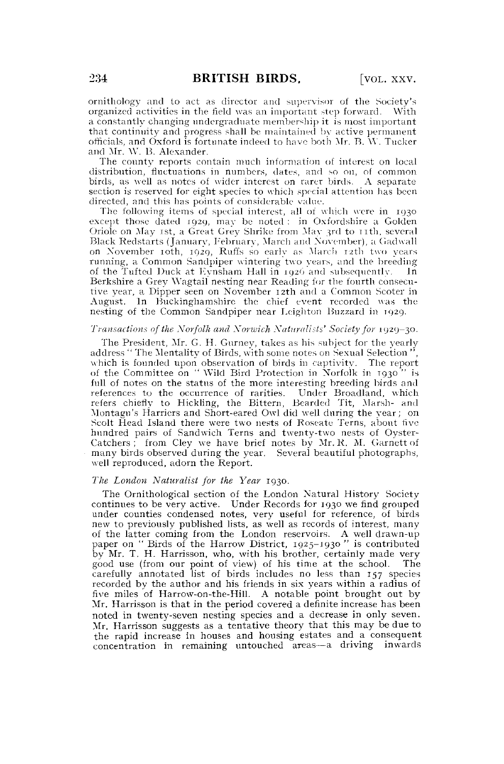ornithology and to act as director and supervisor of the Society's organized activities in the field was an important step forward. With a constantly changing undergraduate membership it is most important that continuity and progress shall be maintained by active permanent officials, and Oxford is fortunate indeed to have both Mr. B. W. Tucker and Mr. W. B. Alexander.

The county reports contain much information of interest on local distribution, fluctuations in numbers, dates, and so on, of common birds, as well as notes of wider interest on rarer birds. A separate section is reserved for eight species to which special attention has been directed, and this has points of considerable value.

The following items of special interest, all of which were in 1930 except those dated 1929, may be noted: in Oxfordshire a Golden Oriole on May 1st, a Great Grey Shrike from May 3rd to 11th, several Black Redstarts (January, February, March and November), a Gadwall on November 10th, 1929, Ruffs so early as March 12th two years running, a Common Sandpiper wintering two years, and the breeding of the Tufted Duck at Eynsham Hall in 1926 and subsequently. In Berkshire a Grey Wagtail nesting near Reading for the fourth consecutive year, a Dipper seen on November 12th and a Common Scoter in August. In Buckinghamshire the chief event recorded was the nesting of the Common Sandpiper near Leighton Buzzard in 1929.

*Transactions of the Norfolk and Norwich Naturalists' Society for 1929–30.*

The President, Mr. G. H. Gurney, takes as his subject for the yearly address "The Mentality of Birds, with some notes on Sexual Selection", which is founded upon observation of birds in captivity. The report of the Committee on "Wild Bird Protection in Norfolk in 1930" is full of notes on the status of the more interesting breeding birds and references to the occurrence of rarities. Under Broadland, which refers chiefly to Hickling, the Bittern, Bearded Tit, Marsh- and Montagu's Harriers and Short-eared Owl did well during the year; on Scolt Head Island there were two nests of Roseate Terns, about five hundred pairs of Sandwich Terns and twenty-two nests of Oyster-Catchers; from Cley we have brief notes by Mr. R. M. Garnett of many birds observed during the year. Several beautiful photographs, well reproduced, adorn the Report.

*The London Naturalist for the Year 1930.*

The Ornithological section of the London Natural History Society continues to be very active. Under Records for 1930 we find grouped under counties condensed notes, very useful for reference, of birds new to previously published lists, as well as records of interest, many of the latter coming from the London reservoirs. A well drawn-up paper on "Birds of the Harrow District, 1925–1930" is contributed by Mr. T. H. Harrisson, who, with his brother, certainly made very good use (from our point of view) of his time at the school. The carefully annotated list of birds includes no less than 157 species recorded by the author and his friends in six years within a radius of five miles of Harrow-on-the-Hill. A notable point brought out by Mr. Harrisson is that in the period covered a definite increase has been noted in twenty-seven nesting species and a decrease in only seven. Mr. Harrisson suggests as a tentative theory that this may be due to the rapid increase in houses and housing estates and a consequent concentration in remaining untouched areas—a driving inwards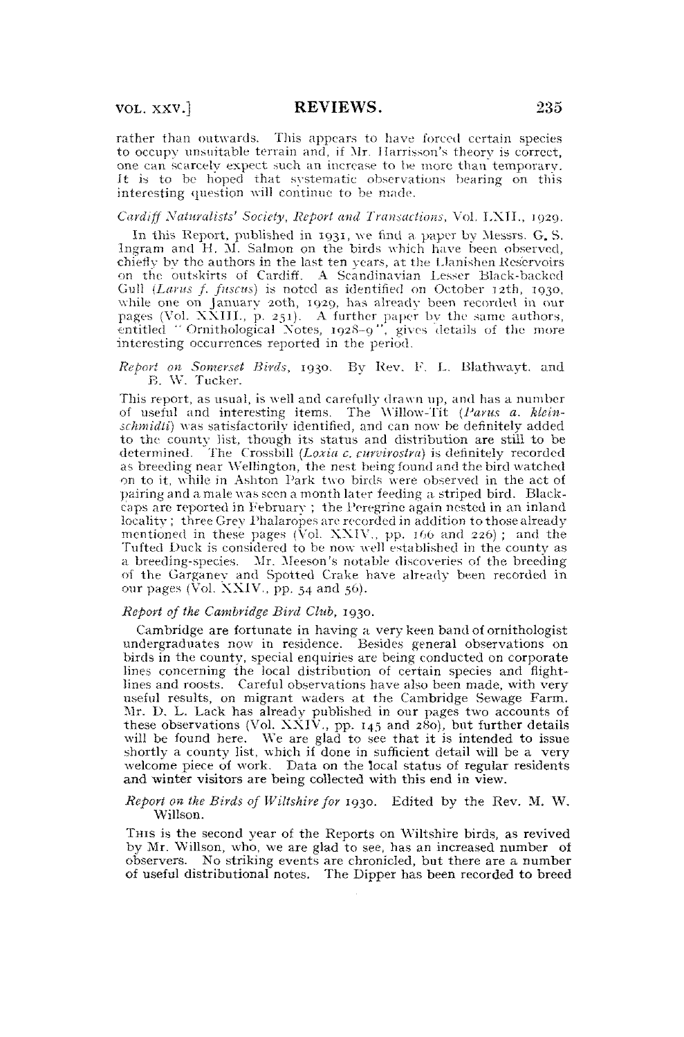rather than outwards. This appears to have forced certain species to occupy unsuitable terrain and, if Mr. Harrisson's theory is correct, one can scarcely expect such an increase to be more than temporary. It is to be hoped that systematic observations bearing on this interesting question will continue to be made.

*Cardiff Naturalists' Society, Report and Transactions*, Vol. LXII., 1929.

In this Report, published in 1931, we find a paper by Messrs. G. S. Ingram and H. M. Salmon on the birds which have been observed, chiefly by the authors in the last ten years, at the Llanishen Reservoirs on the outskirts of Cardiff. A Scandinavian Lesser Black-backed Gull (*Larus f. fuscus*) is noted as identified on October 12th, 1930, while one on January 20th, 1929, has already been recorded in our pages (Vol. XXIII., p. 251). A further paper by the same authors, entitled "Ornithological Notes, 1928–9", gives details of the more interesting occurrences reported in the period.

*Report on Somerset Birds*, 1930. By Rev. F. L. Blathwayt. and B. W. Tucker.

This report, as usual, is well and carefully drawn up, and has a number of useful and interesting items. The Willow-Tit (*Parus a. kleinschmidti*) was satisfactorily identified, and can now be definitely added to the county list, though its status and distribution are still to be determined. The Crossbill (*Loxia c. curvirostra*) is definitely recorded as breeding near Wellington, the nest being found and the bird watched on to it, while in Ashton Park two birds were observed in the act of pairing and a male was seen a month later feeding a striped bird. Blackcaps are reported in February; the Peregrine again nested in an inland locality; three Grey Phalaropes are recorded in addition to those already mentioned in these pages (Vol. XXIV., pp. 166 and 226); and the Tufted Duck is considered to be now well established in the county as a breeding-species. Mr. Meeson's notable discoveries of the breeding of the Garganey and Spotted Crake have already been recorded in our pages (Vol. XXIV., pp. 54 and 56).

*Report of the Cambridge Bird Club*, 1930.

Cambridge are fortunate in having a very keen band of ornithologist undergraduates now in residence. Besides general observations on birds in the county, special enquiries are being conducted on corporate lines concerning the local distribution of certain species and flight-lines and roosts. Careful observations have also been made, with very useful results, on migrant waders at the Cambridge Sewage Farm. Mr. D. L. Lack has already published in our pages two accounts of these observations (Vol. XXIV., pp. 145 and 280), but further details will be found here. We are glad to see that it is intended to issue shortly a county list, which if done in sufficient detail will be a very welcome piece of work. Data on the local status of regular residents and winter visitors are being collected with this end in view.

*Report on the Birds of Wiltshire for* 1930. Edited by the Rev. M. W. Willson.

This is the second year of the Reports on Wiltshire birds, as revived by Mr. Willson, who, we are glad to see, has an increased number of observers. No striking events are chronicled, but there are a number of useful distributional notes. The Dipper has been recorded to breed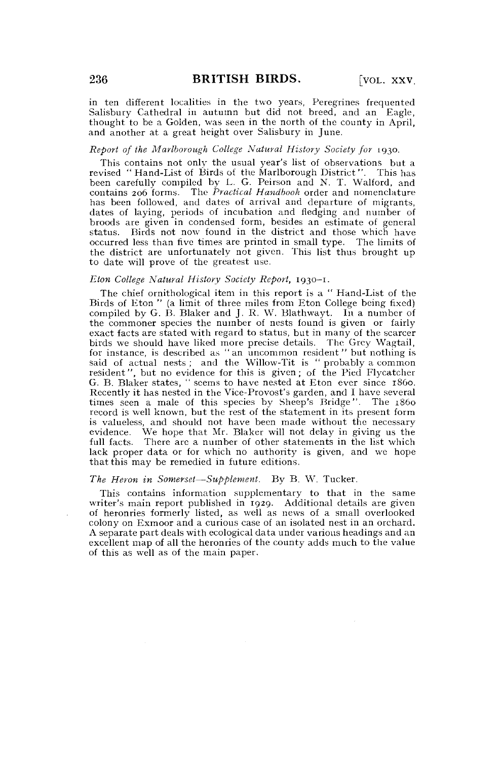in ten different localities in the two years, Peregrines frequented Salisbury Cathedral in autumn but did not breed, and an Eagle, thought to be a Golden, was seen in the north of the county in April, and another at a great height over Salisbury in June.

*Report of the Marlborough College Natural History Society for 1930.*

This contains not only the usual year's list of observations but a revised "Hand-List of Birds of the Marlborough District". This has been carefully compiled by L. G. Peirson and N. T. Walford, and contains 206 forms. The *Practical Handbook* order and nomenclature has been followed, and dates of arrival and departure of migrants, dates of laying, periods of incubation and fledging and number of broods are given in condensed form, besides an estimate of general status. Birds not now found in the district and those which have occurred less than five times are printed in small type. The limits of the district are unfortunately not given. This list thus brought up to date will prove of the greatest use.

*Eton College Natural History Society Report, 1930–1.*

The chief ornithological item in this report is a "Hand-List of the Birds of Eton" (a limit of three miles from Eton College being fixed) compiled by G. B. Blaker and J. R. W. Blathwayt. In a number of the commoner species the number of nests found is given or fairly exact facts are stated with regard to status, but in many of the scarcer birds we should have liked more precise details. The Grey Wagtail, for instance, is described as "an uncommon resident" but nothing is said of actual nests; and the Willow-Tit is "probably a common resident", but no evidence for this is given; of the Pied Flycatcher G. B. Blaker states, "seems to have nested at Eton ever since 1860. Recently it has nested in the Vice-Provost's garden, and I have several times seen a male of this species by Sheep's Bridge". The 1860 record is well known, but the rest of the statement in its present form is valueless, and should not have been made without the necessary evidence. We hope that Mr. Blaker will not delay in giving us the full facts. There are a number of other statements in the list which lack proper data or for which no authority is given, and we hope that this may be remedied in future editions.

*The Heron in Somerset—Supplement.* By B. W. Tucker.

This contains information supplementary to that in the same writer's main report published in 1929. Additional details are given of heronries formerly listed, as well as news of a small overlooked colony on Exmoor and a curious case of an isolated nest in an orchard. A separate part deals with ecological data under various headings and an excellent map of all the heronries of the county adds much to the value of this as well as of the main paper.